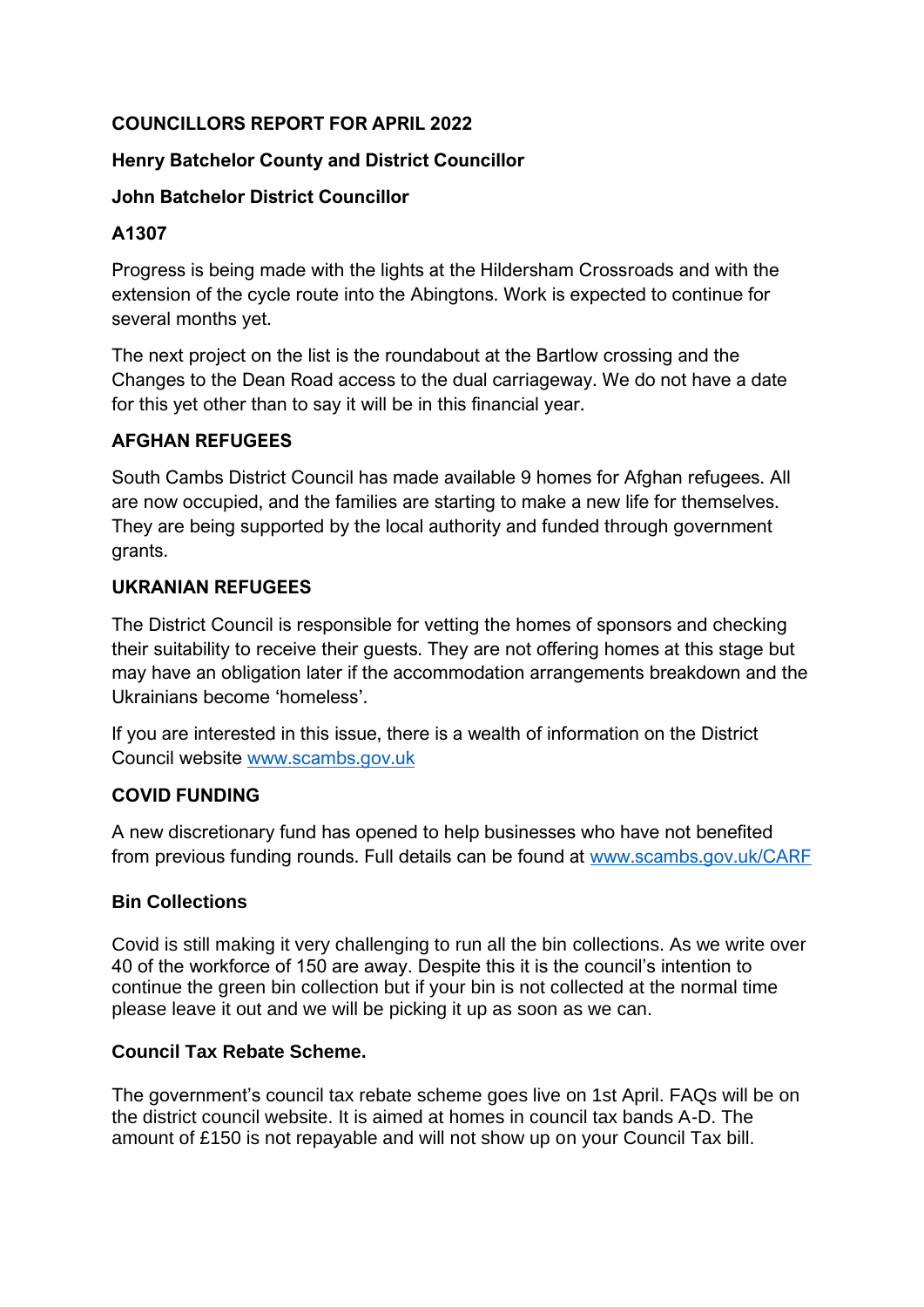**COUNCILLORS REPORT FOR APRIL 2022**

**Henry Batchelor County and District Councillor**

**John Batchelor District Councillor**

**A1307**

Progress is being made with the lights at the Hildersham Crossroads and with the extension of the cycle route into the Abingtons. Work is expected to continue for several months yet.

The next project on the list is the roundabout at the Bartlow crossing and the Changes to the Dean Road access to the dual carriageway. We do not have a date for this yet other than to say it will be in this financial year.

**AFGHAN REFUGEES**

South Cambs District Council has made available 9 homes for Afghan refugees. All are now occupied, and the families are starting to make a new life for themselves. They are being supported by the local authority and funded through government grants.

**UKRANIAN REFUGEES**

The District Council is responsible for vetting the homes of sponsors and checking their suitability to receive their guests. They are not offering homes at this stage but may have an obligation later if the accommodation arrangements breakdown and the Ukrainians become 'homeless'.

If you are interested in this issue, there is a wealth of information on the District Council website [www.scambs.gov.uk](www.scambs.gov.uk)

**COVID FUNDING**

A new discretionary fund has opened to help businesses who have not benefited from previous funding rounds. Full details can be found at [www.scambs.gov.uk/CARF](www.scambs.gov.uk/CARF)

**Bin Collections**

Covid is still making it very challenging to run all the bin collections. As we write over 40 of the workforce of 150 are away. Despite this it is the council's intention to continue the green bin collection but if your bin is not collected at the normal time please leave it out and we will be picking it up as soon as we can.

**Council Tax Rebate Scheme.**

The government's council tax rebate scheme goes live on 1st April. FAQs will be on the district council website. It is aimed at homes in council tax bands A-D. The amount of £150 is not repayable and will not show up on your Council Tax bill.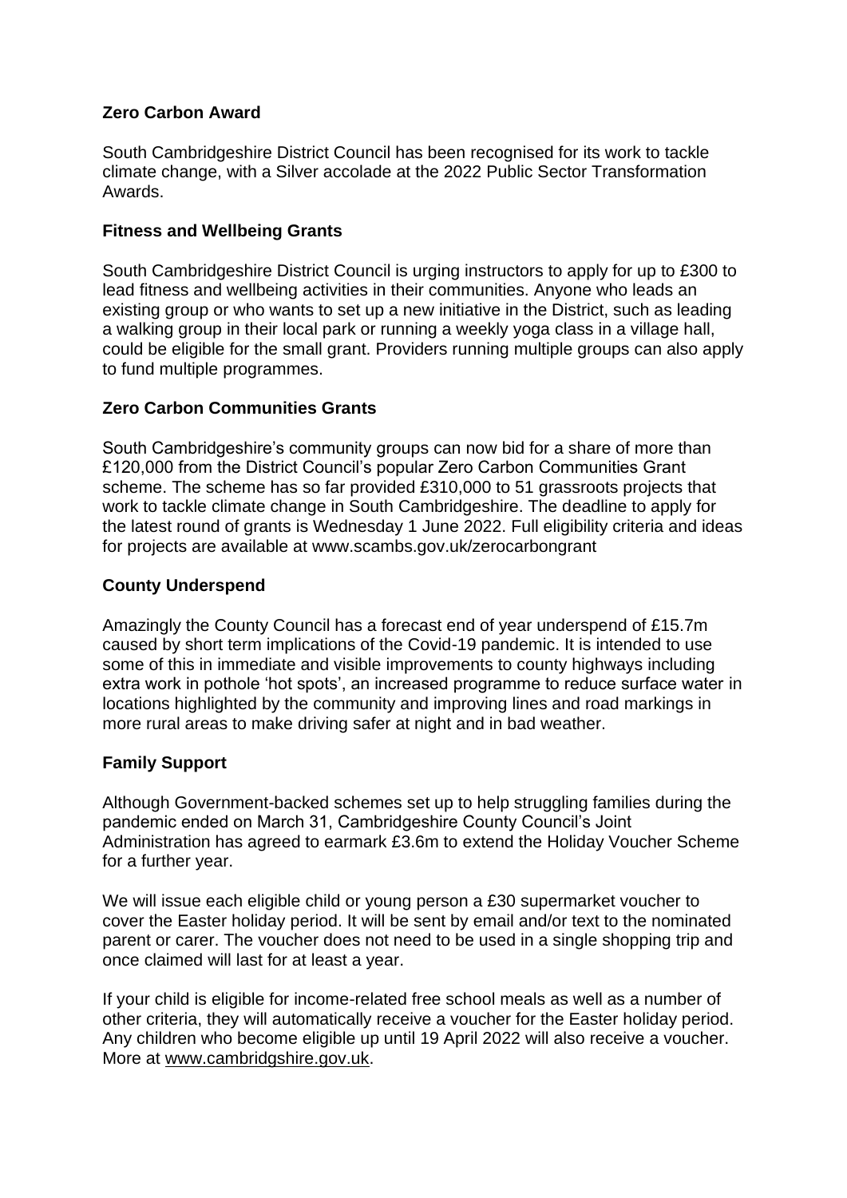**Zero Carbon Award**

South Cambridgeshire District Council has been recognised for its work to tackle climate change, with a Silver accolade at the 2022 Public Sector Transformation Awards.

**Fitness and Wellbeing Grants**

South Cambridgeshire District Council is urging instructors to apply for up to £300 to lead fitness and wellbeing activities in their communities. Anyone who leads an existing group or who wants to set up a new initiative in the District, such as leading a walking group in their local park or running a weekly yoga class in a village hall, could be eligible for the small grant. Providers running multiple groups can also apply to fund multiple programmes.

**Zero Carbon Communities Grants**

South Cambridgeshire's community groups can now bid for a share of more than £120,000 from the District Council's popular Zero Carbon Communities Grant scheme. The scheme has so far provided £310,000 to 51 grassroots projects that work to tackle climate change in South Cambridgeshire. The deadline to apply for the latest round of grants is Wednesday 1 June 2022. Full eligibility criteria and ideas for projects are available at www.scambs.gov.uk/zerocarbongrant

**County Underspend**

Amazingly the County Council has a forecast end of year underspend of £15.7m caused by short term implications of the Covid-19 pandemic. It is intended to use some of this in immediate and visible improvements to county highways including extra work in pothole 'hot spots', an increased programme to reduce surface water in locations highlighted by the community and improving lines and road markings in more rural areas to make driving safer at night and in bad weather.

**Family Support**

Although Government-backed schemes set up to help struggling families during the pandemic ended on March 31, Cambridgeshire County Council's Joint Administration has agreed to earmark £3.6m to extend the Holiday Voucher Scheme for a further year.

We will issue each eligible child or young person a £30 supermarket voucher to cover the Easter holiday period. It will be sent by email and/or text to the nominated parent or carer. The voucher does not need to be used in a single shopping trip and once claimed will last for at least a year.

If your child is eligible for income-related free school meals as well as a number of other criteria, they will automatically receive a voucher for the Easter holiday period. Any children who become eligible up until 19 April 2022 will also receive a voucher. More at www.cambridgshire.gov.uk.